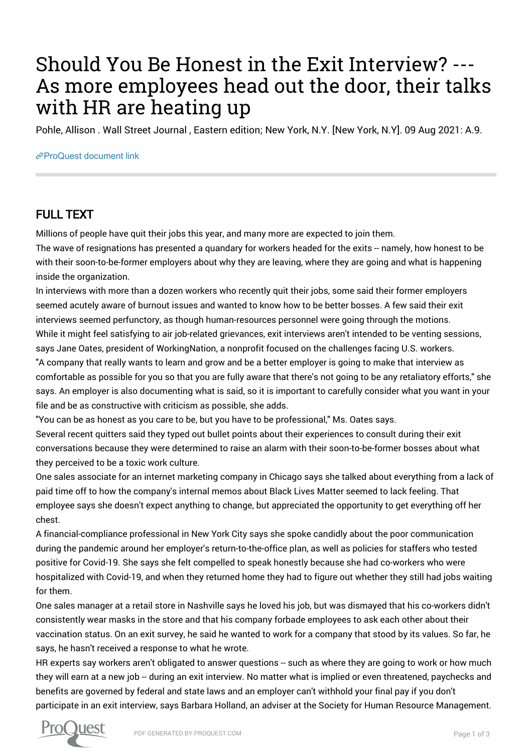# Should You Be Honest in the Exit Interview? --- As more employees head out the door, their talks with HR are heating up

Pohle, Allison . Wall Street Journal , Eastern edition; New York, N.Y. [New York, N.Y]. 09 Aug 2021: A.9.

ProQuest document link

## FULL TEXT

Millions of people have quit their jobs this year, and many more are expected to join them.

The wave of resignations has presented a quandary for workers headed for the exits -- namely, how honest to be with their soon-to-be-former employers about why they are leaving, where they are going and what is happening inside the organization.

In interviews with more than a dozen workers who recently quit their jobs, some said their former employers seemed acutely aware of burnout issues and wanted to know how to be better bosses. A few said their exit interviews seemed perfunctory, as though human-resources personnel were going through the motions.

While it might feel satisfying to air job-related grievances, exit interviews aren't intended to be venting sessions, says Jane Oates, president of WorkingNation, a nonprofit focused on the challenges facing U.S. workers.

"A company that really wants to learn and grow and be a better employer is going to make that interview as comfortable as possible for you so that you are fully aware that there's not going to be any retaliatory efforts," she says. An employer is also documenting what is said, so it is important to carefully consider what you want in your file and be as constructive with criticism as possible, she adds.

"You can be as honest as you care to be, but you have to be professional," Ms. Oates says.

Several recent quitters said they typed out bullet points about their experiences to consult during their exit conversations because they were determined to raise an alarm with their soon-to-be-former bosses about what they perceived to be a toxic work culture.

One sales associate for an internet marketing company in Chicago says she talked about everything from a lack of paid time off to how the company's internal memos about Black Lives Matter seemed to lack feeling. That employee says she doesn't expect anything to change, but appreciated the opportunity to get everything off her chest.

A financial-compliance professional in New York City says she spoke candidly about the poor communication during the pandemic around her employer's return-to-the-office plan, as well as policies for staffers who tested positive for Covid-19. She says she felt compelled to speak honestly because she had co-workers who were hospitalized with Covid-19, and when they returned home they had to figure out whether they still had jobs waiting for them.

One sales manager at a retail store in Nashville says he loved his job, but was dismayed that his co-workers didn't consistently wear masks in the store and that his company forbade employees to ask each other about their vaccination status. On an exit survey, he said he wanted to work for a company that stood by its values. So far, he says, he hasn't received a response to what he wrote.

HR experts say workers aren't obligated to answer questions -- such as where they are going to work or how much they will earn at a new job -- during an exit interview. No matter what is implied or even threatened, paychecks and benefits are governed by federal and state laws and an employer can't withhold your final pay if you don't participate in an exit interview, says Barbara Holland, an adviser at the Society for Human Resource Management.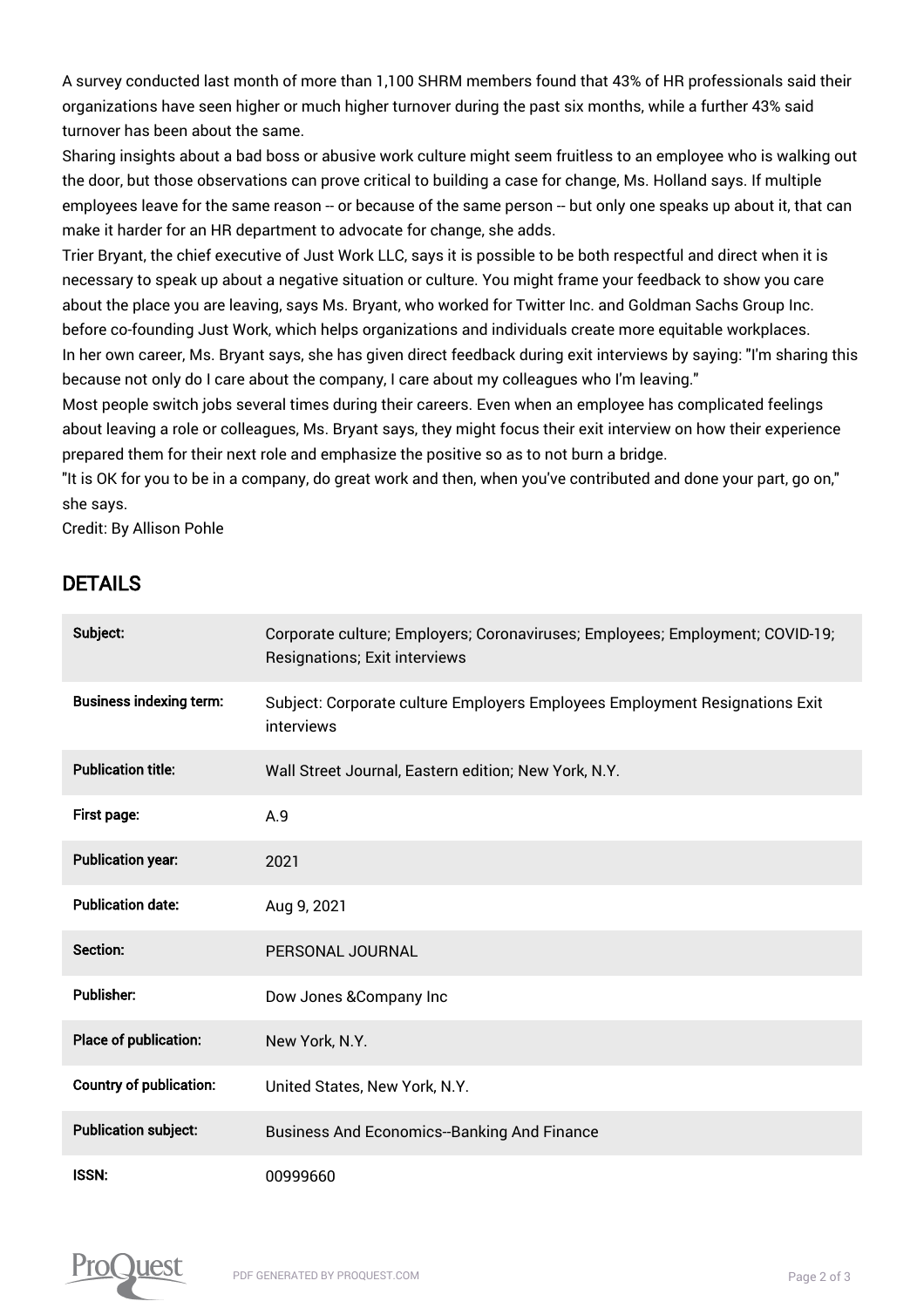A survey conducted last month of more than 1,100 SHRM members found that 43% of HR professionals said their organizations have seen higher or much higher turnover during the past six months, while a further 43% said turnover has been about the same.

Sharing insights about a bad boss or abusive work culture might seem fruitless to an employee who is walking out the door, but those observations can prove critical to building a case for change, Ms. Holland says. If multiple employees leave for the same reason -- or because of the same person -- but only one speaks up about it, that can make it harder for an HR department to advocate for change, she adds.

Trier Bryant, the chief executive of Just Work LLC, says it is possible to be both respectful and direct when it is necessary to speak up about a negative situation or culture. You might frame your feedback to show you care about the place you are leaving, says Ms. Bryant, who worked for Twitter Inc. and Goldman Sachs Group Inc. before co-founding Just Work, which helps organizations and individuals create more equitable workplaces.

In her own career, Ms. Bryant says, she has given direct feedback during exit interviews by saying: "I'm sharing this because not only do I care about the company, I care about my colleagues who I'm leaving."

Most people switch jobs several times during their careers. Even when an employee has complicated feelings about leaving a role or colleagues, Ms. Bryant says, they might focus their exit interview on how their experience prepared them for their next role and emphasize the positive so as to not burn a bridge.

"It is OK for you to be in a company, do great work and then, when you've contributed and done your part, go on," she says.

Credit: By Allison Pohle

## DETAILS

| | |
|---|---|
| **Subject:** | Corporate culture; Employers; Coronaviruses; Employees; Employment; COVID-19; Resignations; Exit interviews |
| **Business indexing term:** | Subject: Corporate culture Employers Employees Employment Resignations Exit interviews |
| **Publication title:** | Wall Street Journal, Eastern edition; New York, N.Y. |
| **First page:** | A.9 |
| **Publication year:** | 2021 |
| **Publication date:** | Aug 9, 2021 |
| **Section:** | PERSONAL JOURNAL |
| **Publisher:** | Dow Jones &Company Inc |
| **Place of publication:** | New York, N.Y. |
| **Country of publication:** | United States, New York, N.Y. |
| **Publication subject:** | Business And Economics--Banking And Finance |
| **ISSN:** | 00999660 |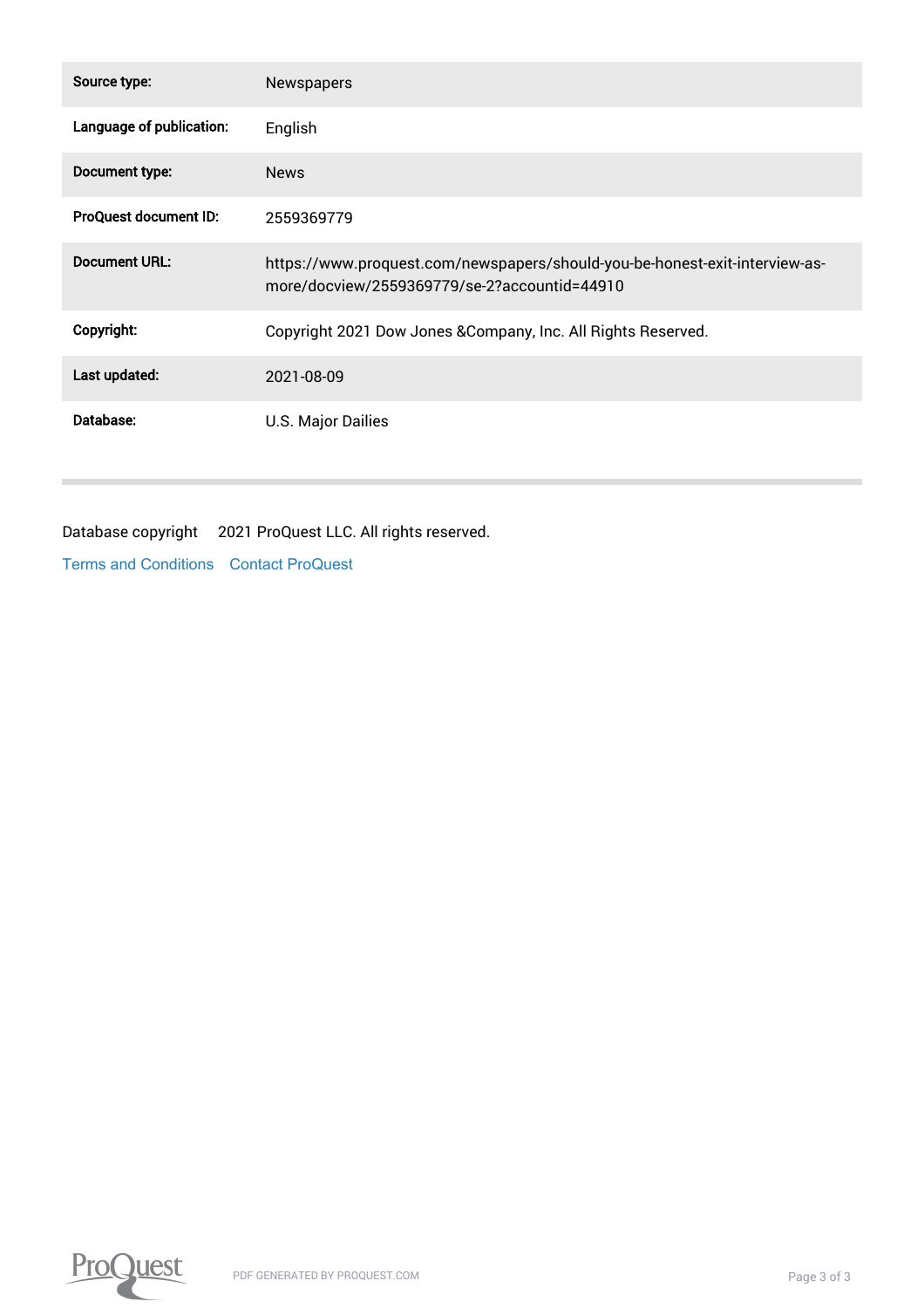| | |
|---|---|
| **Source type:** | Newspapers |
| **Language of publication:** | English |
| **Document type:** | News |
| **ProQuest document ID:** | 2559369779 |
| **Document URL:** | https://www.proquest.com/newspapers/should-you-be-honest-exit-interview-as-more/docview/2559369779/se-2?accountid=44910 |
| **Copyright:** | Copyright 2021 Dow Jones &Company, Inc. All Rights Reserved. |
| **Last updated:** | 2021-08-09 |
| **Database:** | U.S. Major Dailies |

Database copyright 2021 ProQuest LLC. All rights reserved.

Terms and Conditions Contact ProQuest